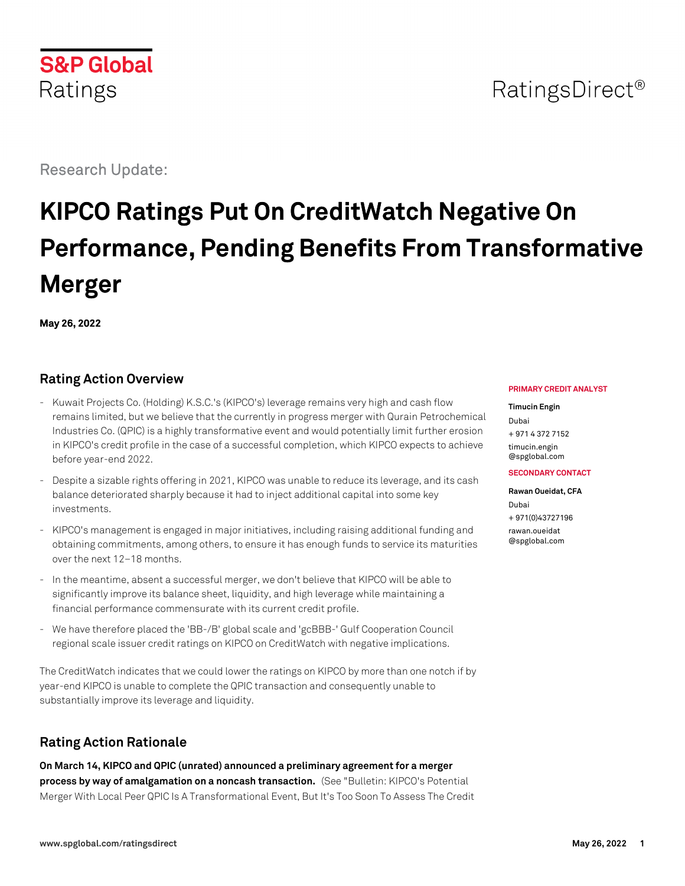S&P Global Ratings

RatingsDirect®

Research Update:

# KIPCO Ratings Put On CreditWatch Negative On Performance, Pending Benefits From Transformative Merger

**May 26, 2022**

**PRIMARY CREDIT ANALYST**

**Timucin Engin**
Dubai
+ 971 4 372 7152
timucin.engin@spglobal.com

**SECONDARY CONTACT**

**Rawan Oueidat, CFA**
Dubai
+ 971(0)43727196
rawan.oueidat@spglobal.com

## Rating Action Overview

- Kuwait Projects Co. (Holding) K.S.C.'s (KIPCO's) leverage remains very high and cash flow remains limited, but we believe that the currently in progress merger with Qurain Petrochemical Industries Co. (QPIC) is a highly transformative event and would potentially limit further erosion in KIPCO's credit profile in the case of a successful completion, which KIPCO expects to achieve before year-end 2022.
- Despite a sizable rights offering in 2021, KIPCO was unable to reduce its leverage, and its cash balance deteriorated sharply because it had to inject additional capital into some key investments.
- KIPCO's management is engaged in major initiatives, including raising additional funding and obtaining commitments, among others, to ensure it has enough funds to service its maturities over the next 12–18 months.
- In the meantime, absent a successful merger, we don't believe that KIPCO will be able to significantly improve its balance sheet, liquidity, and high leverage while maintaining a financial performance commensurate with its current credit profile.
- We have therefore placed the 'BB-/B' global scale and 'gcBBB-' Gulf Cooperation Council regional scale issuer credit ratings on KIPCO on CreditWatch with negative implications.

The CreditWatch indicates that we could lower the ratings on KIPCO by more than one notch if by year-end KIPCO is unable to complete the QPIC transaction and consequently unable to substantially improve its leverage and liquidity.

## Rating Action Rationale

**On March 14, KIPCO and QPIC (unrated) announced a preliminary agreement for a merger process by way of amalgamation on a noncash transaction.** (See "Bulletin: KIPCO's Potential Merger With Local Peer QPIC Is A Transformational Event, But It's Too Soon To Assess The Credit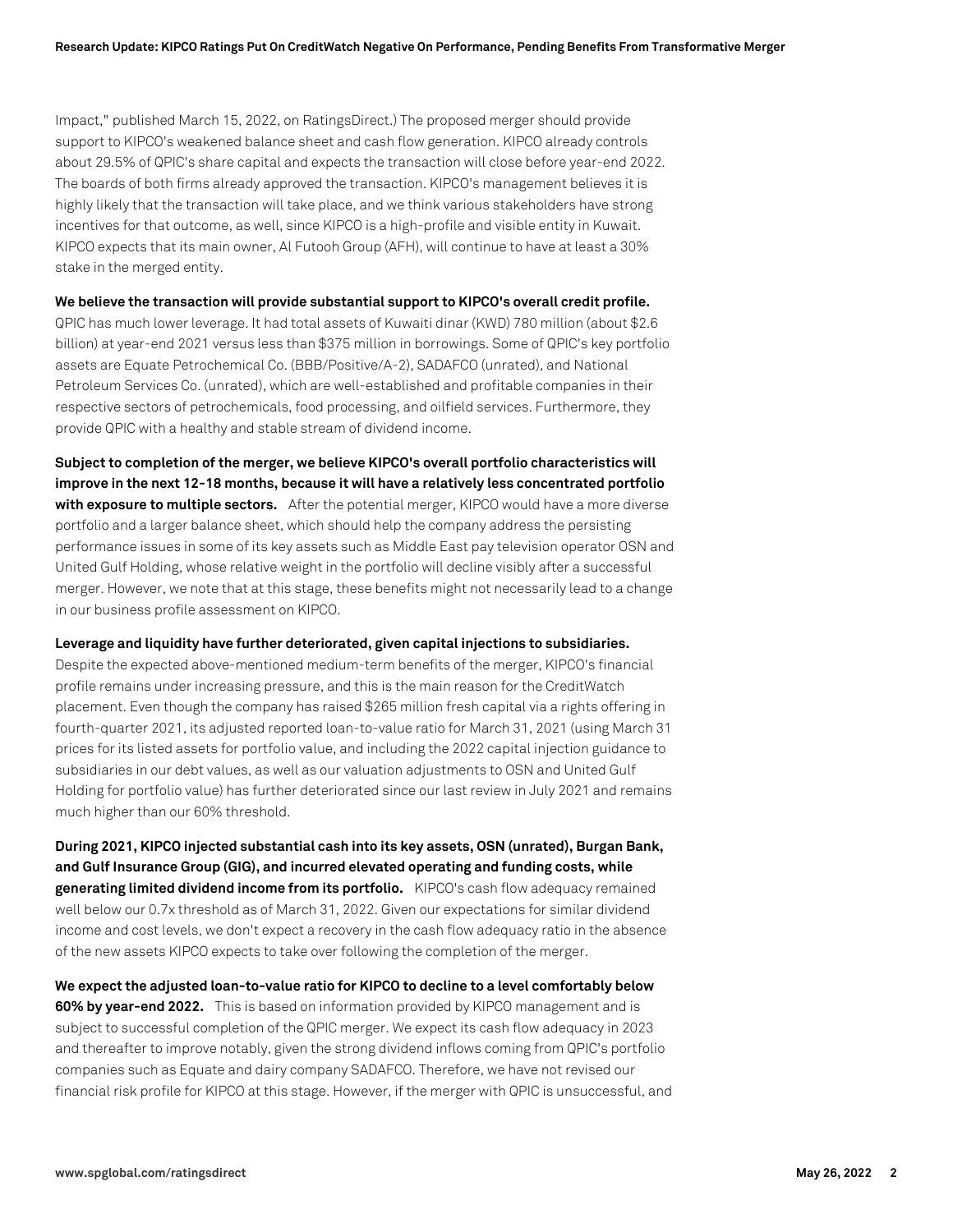Impact," published March 15, 2022, on RatingsDirect.) The proposed merger should provide support to KIPCO's weakened balance sheet and cash flow generation. KIPCO already controls about 29.5% of QPIC's share capital and expects the transaction will close before year-end 2022. The boards of both firms already approved the transaction. KIPCO's management believes it is highly likely that the transaction will take place, and we think various stakeholders have strong incentives for that outcome, as well, since KIPCO is a high-profile and visible entity in Kuwait. KIPCO expects that its main owner, Al Futooh Group (AFH), will continue to have at least a 30% stake in the merged entity.

**We believe the transaction will provide substantial support to KIPCO's overall credit profile.** QPIC has much lower leverage. It had total assets of Kuwaiti dinar (KWD) 780 million (about $2.6 billion) at year-end 2021 versus less than $375 million in borrowings. Some of QPIC's key portfolio assets are Equate Petrochemical Co. (BBB/Positive/A-2), SADAFCO (unrated), and National Petroleum Services Co. (unrated), which are well-established and profitable companies in their respective sectors of petrochemicals, food processing, and oilfield services. Furthermore, they provide QPIC with a healthy and stable stream of dividend income.

**Subject to completion of the merger, we believe KIPCO's overall portfolio characteristics will improve in the next 12-18 months, because it will have a relatively less concentrated portfolio with exposure to multiple sectors.** After the potential merger, KIPCO would have a more diverse portfolio and a larger balance sheet, which should help the company address the persisting performance issues in some of its key assets such as Middle East pay television operator OSN and United Gulf Holding, whose relative weight in the portfolio will decline visibly after a successful merger. However, we note that at this stage, these benefits might not necessarily lead to a change in our business profile assessment on KIPCO.

**Leverage and liquidity have further deteriorated, given capital injections to subsidiaries.** Despite the expected above-mentioned medium-term benefits of the merger, KIPCO's financial profile remains under increasing pressure, and this is the main reason for the CreditWatch placement. Even though the company has raised $265 million fresh capital via a rights offering in fourth-quarter 2021, its adjusted reported loan-to-value ratio for March 31, 2021 (using March 31 prices for its listed assets for portfolio value, and including the 2022 capital injection guidance to subsidiaries in our debt values, as well as our valuation adjustments to OSN and United Gulf Holding for portfolio value) has further deteriorated since our last review in July 2021 and remains much higher than our 60% threshold.

**During 2021, KIPCO injected substantial cash into its key assets, OSN (unrated), Burgan Bank, and Gulf Insurance Group (GIG), and incurred elevated operating and funding costs, while generating limited dividend income from its portfolio.** KIPCO's cash flow adequacy remained well below our 0.7x threshold as of March 31, 2022. Given our expectations for similar dividend income and cost levels, we don't expect a recovery in the cash flow adequacy ratio in the absence of the new assets KIPCO expects to take over following the completion of the merger.

**We expect the adjusted loan-to-value ratio for KIPCO to decline to a level comfortably below 60% by year-end 2022.** This is based on information provided by KIPCO management and is subject to successful completion of the QPIC merger. We expect its cash flow adequacy in 2023 and thereafter to improve notably, given the strong dividend inflows coming from QPIC's portfolio companies such as Equate and dairy company SADAFCO. Therefore, we have not revised our financial risk profile for KIPCO at this stage. However, if the merger with QPIC is unsuccessful, and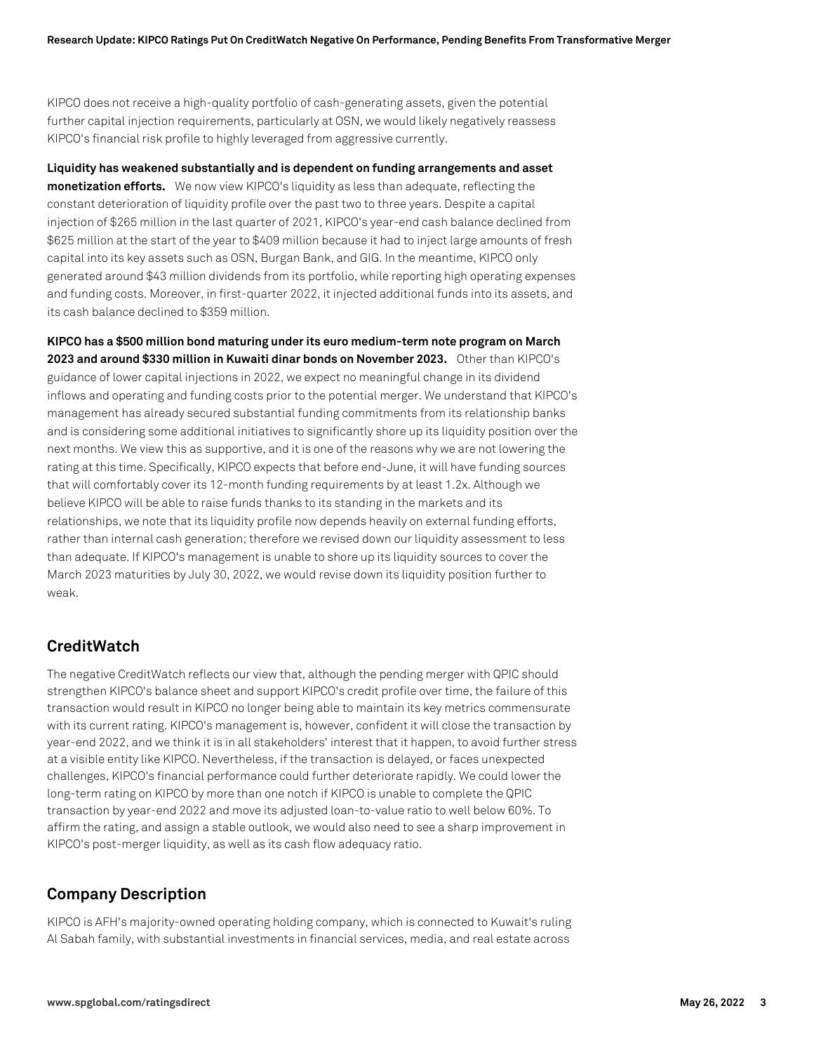KIPCO does not receive a high-quality portfolio of cash-generating assets, given the potential further capital injection requirements, particularly at OSN, we would likely negatively reassess KIPCO's financial risk profile to highly leveraged from aggressive currently.

**Liquidity has weakened substantially and is dependent on funding arrangements and asset monetization efforts.** We now view KIPCO's liquidity as less than adequate, reflecting the constant deterioration of liquidity profile over the past two to three years. Despite a capital injection of $265 million in the last quarter of 2021, KIPCO's year-end cash balance declined from $625 million at the start of the year to $409 million because it had to inject large amounts of fresh capital into its key assets such as OSN, Burgan Bank, and GIG. In the meantime, KIPCO only generated around $43 million dividends from its portfolio, while reporting high operating expenses and funding costs. Moreover, in first-quarter 2022, it injected additional funds into its assets, and its cash balance declined to $359 million.

**KIPCO has a $500 million bond maturing under its euro medium-term note program on March 2023 and around $330 million in Kuwaiti dinar bonds on November 2023.** Other than KIPCO's guidance of lower capital injections in 2022, we expect no meaningful change in its dividend inflows and operating and funding costs prior to the potential merger. We understand that KIPCO's management has already secured substantial funding commitments from its relationship banks and is considering some additional initiatives to significantly shore up its liquidity position over the next months. We view this as supportive, and it is one of the reasons why we are not lowering the rating at this time. Specifically, KIPCO expects that before end-June, it will have funding sources that will comfortably cover its 12-month funding requirements by at least 1.2x. Although we believe KIPCO will be able to raise funds thanks to its standing in the markets and its relationships, we note that its liquidity profile now depends heavily on external funding efforts, rather than internal cash generation; therefore we revised down our liquidity assessment to less than adequate. If KIPCO's management is unable to shore up its liquidity sources to cover the March 2023 maturities by July 30, 2022, we would revise down its liquidity position further to weak.

## CreditWatch

The negative CreditWatch reflects our view that, although the pending merger with QPIC should strengthen KIPCO's balance sheet and support KIPCO's credit profile over time, the failure of this transaction would result in KIPCO no longer being able to maintain its key metrics commensurate with its current rating. KIPCO's management is, however, confident it will close the transaction by year-end 2022, and we think it is in all stakeholders' interest that it happen, to avoid further stress at a visible entity like KIPCO. Nevertheless, if the transaction is delayed, or faces unexpected challenges, KIPCO's financial performance could further deteriorate rapidly. We could lower the long-term rating on KIPCO by more than one notch if KIPCO is unable to complete the QPIC transaction by year-end 2022 and move its adjusted loan-to-value ratio to well below 60%. To affirm the rating, and assign a stable outlook, we would also need to see a sharp improvement in KIPCO's post-merger liquidity, as well as its cash flow adequacy ratio.

## Company Description

KIPCO is AFH's majority-owned operating holding company, which is connected to Kuwait's ruling Al Sabah family, with substantial investments in financial services, media, and real estate across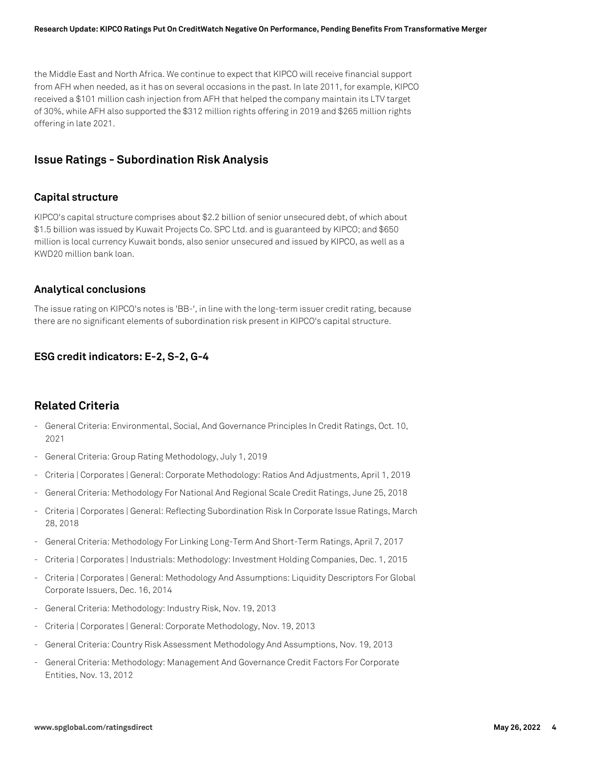the Middle East and North Africa. We continue to expect that KIPCO will receive financial support from AFH when needed, as it has on several occasions in the past. In late 2011, for example, KIPCO received a $101 million cash injection from AFH that helped the company maintain its LTV target of 30%, while AFH also supported the $312 million rights offering in 2019 and $265 million rights offering in late 2021.

## Issue Ratings - Subordination Risk Analysis

### Capital structure

KIPCO's capital structure comprises about $2.2 billion of senior unsecured debt, of which about $1.5 billion was issued by Kuwait Projects Co. SPC Ltd. and is guaranteed by KIPCO; and $650 million is local currency Kuwait bonds, also senior unsecured and issued by KIPCO, as well as a KWD20 million bank loan.

### Analytical conclusions

The issue rating on KIPCO's notes is 'BB-', in line with the long-term issuer credit rating, because there are no significant elements of subordination risk present in KIPCO's capital structure.

### ESG credit indicators: E-2, S-2, G-4

## Related Criteria

- General Criteria: Environmental, Social, And Governance Principles In Credit Ratings, Oct. 10, 2021
- General Criteria: Group Rating Methodology, July 1, 2019
- Criteria | Corporates | General: Corporate Methodology: Ratios And Adjustments, April 1, 2019
- General Criteria: Methodology For National And Regional Scale Credit Ratings, June 25, 2018
- Criteria | Corporates | General: Reflecting Subordination Risk In Corporate Issue Ratings, March 28, 2018
- General Criteria: Methodology For Linking Long-Term And Short-Term Ratings, April 7, 2017
- Criteria | Corporates | Industrials: Methodology: Investment Holding Companies, Dec. 1, 2015
- Criteria | Corporates | General: Methodology And Assumptions: Liquidity Descriptors For Global Corporate Issuers, Dec. 16, 2014
- General Criteria: Methodology: Industry Risk, Nov. 19, 2013
- Criteria | Corporates | General: Corporate Methodology, Nov. 19, 2013
- General Criteria: Country Risk Assessment Methodology And Assumptions, Nov. 19, 2013
- General Criteria: Methodology: Management And Governance Credit Factors For Corporate Entities, Nov. 13, 2012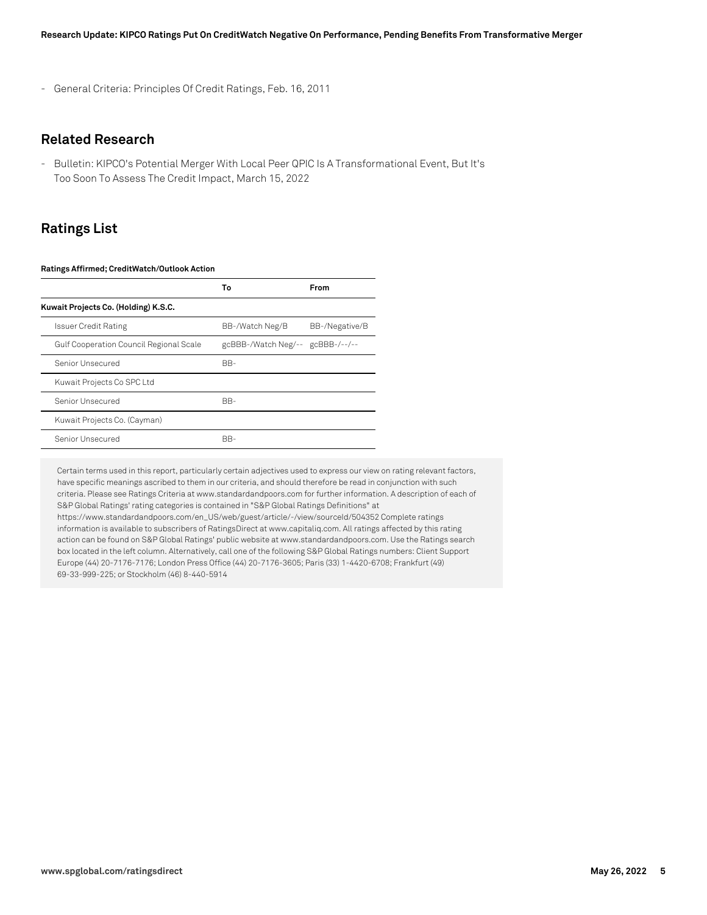- General Criteria: Principles Of Credit Ratings, Feb. 16, 2011

## Related Research

- Bulletin: KIPCO's Potential Merger With Local Peer QPIC Is A Transformational Event, But It's Too Soon To Assess The Credit Impact, March 15, 2022

## Ratings List

**Ratings Affirmed; CreditWatch/Outlook Action**

| | To | From |
|---|---|---|
| **Kuwait Projects Co. (Holding) K.S.C.** | | |
| Issuer Credit Rating | BB-/Watch Neg/B | BB-/Negative/B |
| Gulf Cooperation Council Regional Scale | gcBBB-/Watch Neg/-- | gcBBB-/--/-- |
| Senior Unsecured | BB- | |
| Kuwait Projects Co SPC Ltd | | |
| Senior Unsecured | BB- | |
| Kuwait Projects Co. (Cayman) | | |
| Senior Unsecured | BB- | |

Certain terms used in this report, particularly certain adjectives used to express our view on rating relevant factors, have specific meanings ascribed to them in our criteria, and should therefore be read in conjunction with such criteria. Please see Ratings Criteria at www.standardandpoors.com for further information. A description of each of S&P Global Ratings' rating categories is contained in "S&P Global Ratings Definitions" at https://www.standardandpoors.com/en_US/web/guest/article/-/view/sourceId/504352 Complete ratings information is available to subscribers of RatingsDirect at www.capitaliq.com. All ratings affected by this rating action can be found on S&P Global Ratings' public website at www.standardandpoors.com. Use the Ratings search box located in the left column. Alternatively, call one of the following S&P Global Ratings numbers: Client Support Europe (44) 20-7176-7176; London Press Office (44) 20-7176-3605; Paris (33) 1-4420-6708; Frankfurt (49) 69-33-999-225; or Stockholm (46) 8-440-5914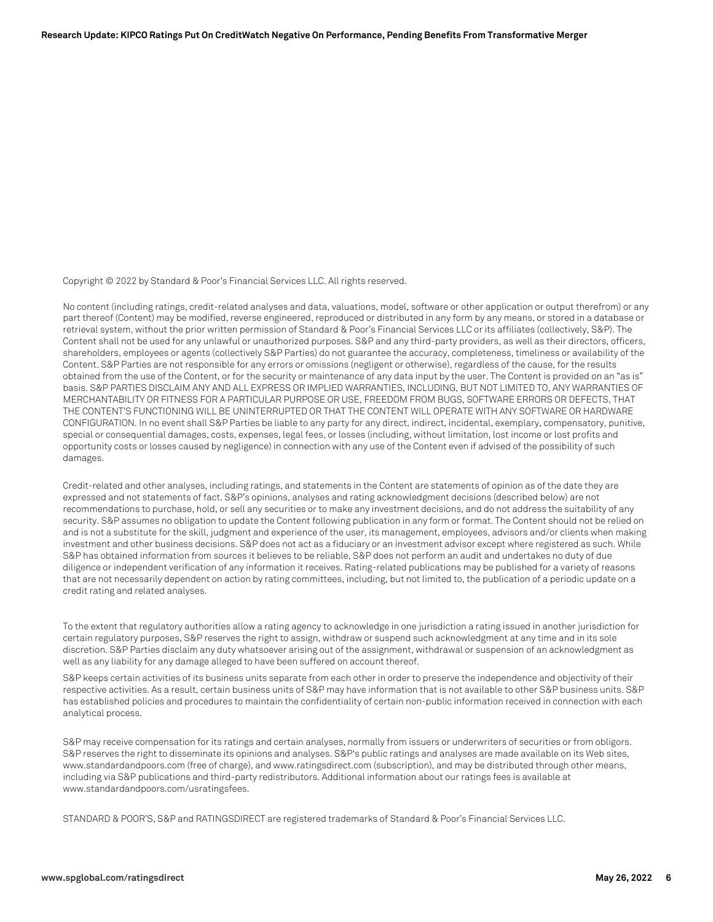Copyright © 2022 by Standard & Poor's Financial Services LLC. All rights reserved.

No content (including ratings, credit-related analyses and data, valuations, model, software or other application or output therefrom) or any part thereof (Content) may be modified, reverse engineered, reproduced or distributed in any form by any means, or stored in a database or retrieval system, without the prior written permission of Standard & Poor's Financial Services LLC or its affiliates (collectively, S&P). The Content shall not be used for any unlawful or unauthorized purposes. S&P and any third-party providers, as well as their directors, officers, shareholders, employees or agents (collectively S&P Parties) do not guarantee the accuracy, completeness, timeliness or availability of the Content. S&P Parties are not responsible for any errors or omissions (negligent or otherwise), regardless of the cause, for the results obtained from the use of the Content, or for the security or maintenance of any data input by the user. The Content is provided on an "as is" basis. S&P PARTIES DISCLAIM ANY AND ALL EXPRESS OR IMPLIED WARRANTIES, INCLUDING, BUT NOT LIMITED TO, ANY WARRANTIES OF MERCHANTABILITY OR FITNESS FOR A PARTICULAR PURPOSE OR USE, FREEDOM FROM BUGS, SOFTWARE ERRORS OR DEFECTS, THAT THE CONTENT'S FUNCTIONING WILL BE UNINTERRUPTED OR THAT THE CONTENT WILL OPERATE WITH ANY SOFTWARE OR HARDWARE CONFIGURATION. In no event shall S&P Parties be liable to any party for any direct, indirect, incidental, exemplary, compensatory, punitive, special or consequential damages, costs, expenses, legal fees, or losses (including, without limitation, lost income or lost profits and opportunity costs or losses caused by negligence) in connection with any use of the Content even if advised of the possibility of such damages.

Credit-related and other analyses, including ratings, and statements in the Content are statements of opinion as of the date they are expressed and not statements of fact. S&P's opinions, analyses and rating acknowledgment decisions (described below) are not recommendations to purchase, hold, or sell any securities or to make any investment decisions, and do not address the suitability of any security. S&P assumes no obligation to update the Content following publication in any form or format. The Content should not be relied on and is not a substitute for the skill, judgment and experience of the user, its management, employees, advisors and/or clients when making investment and other business decisions. S&P does not act as a fiduciary or an investment advisor except where registered as such. While S&P has obtained information from sources it believes to be reliable, S&P does not perform an audit and undertakes no duty of due diligence or independent verification of any information it receives. Rating-related publications may be published for a variety of reasons that are not necessarily dependent on action by rating committees, including, but not limited to, the publication of a periodic update on a credit rating and related analyses.

To the extent that regulatory authorities allow a rating agency to acknowledge in one jurisdiction a rating issued in another jurisdiction for certain regulatory purposes, S&P reserves the right to assign, withdraw or suspend such acknowledgment at any time and in its sole discretion. S&P Parties disclaim any duty whatsoever arising out of the assignment, withdrawal or suspension of an acknowledgment as well as any liability for any damage alleged to have been suffered on account thereof.

S&P keeps certain activities of its business units separate from each other in order to preserve the independence and objectivity of their respective activities. As a result, certain business units of S&P may have information that is not available to other S&P business units. S&P has established policies and procedures to maintain the confidentiality of certain non-public information received in connection with each analytical process.

S&P may receive compensation for its ratings and certain analyses, normally from issuers or underwriters of securities or from obligors. S&P reserves the right to disseminate its opinions and analyses. S&P's public ratings and analyses are made available on its Web sites, www.standardandpoors.com (free of charge), and www.ratingsdirect.com (subscription), and may be distributed through other means, including via S&P publications and third-party redistributors. Additional information about our ratings fees is available at www.standardandpoors.com/usratingsfees.

STANDARD & POOR'S, S&P and RATINGSDIRECT are registered trademarks of Standard & Poor's Financial Services LLC.